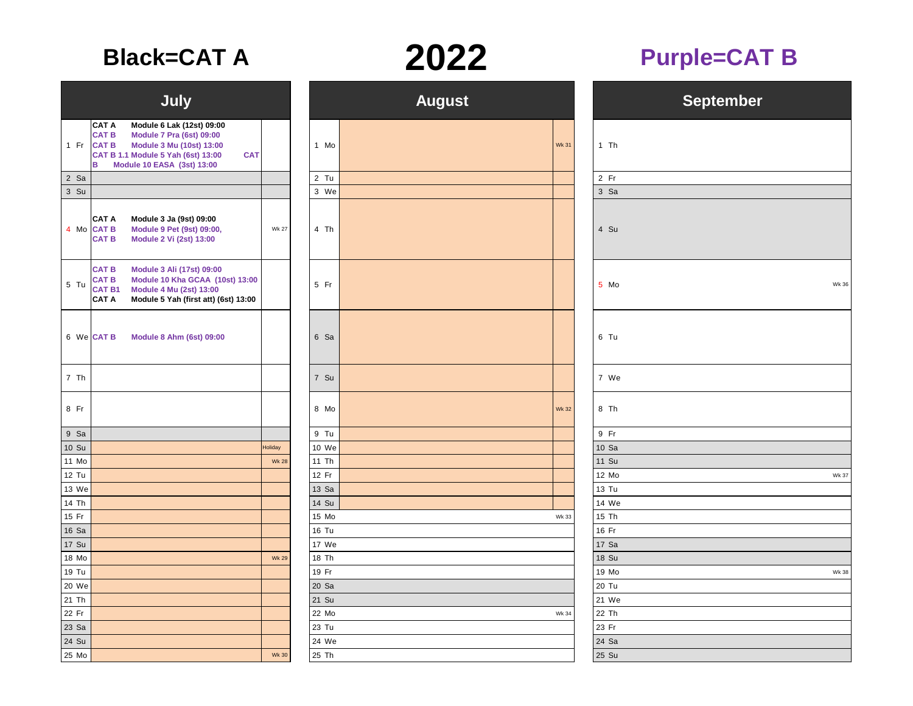# 2022

**Black=CAT A** **Purple=CAT B**

## July

| Day | Events | Notes |
|---|---|---|
| 1 Fr | CAT A Module 6 Lak (12st) 09:00<br>CAT B Module 7 Pra (6st) 09:00<br>CAT B Module 3 Mu (10st) 13:00<br>CAT B 1.1 Module 5 Yah (6st) 13:00<br>CAT B Module 10 EASA (3st) 13:00 | |
| 2 Sa | | |
| 3 Su | | |
| 4 Mo | CAT A Module 3 Ja (9st) 09:00<br>CAT B Module 9 Pet (9st) 09:00,<br>CAT B Module 2 Vi (2st) 13:00 | Wk 27 |
| 5 Tu | CAT B Module 3 Ali (17st) 09:00<br>CAT B Module 10 Kha GCAA (10st) 13:00<br>CAT B1 Module 4 Mu (2st) 13:00<br>CAT A Module 5 Yah (first att) (6st) 13:00 | |
| 6 We | CAT B Module 8 Ahm (6st) 09:00 | |
| 7 Th | | |
| 8 Fr | | |
| 9 Sa | | |
| 10 Su | | Holiday |
| 11 Mo | | Wk 28 |
| 12 Tu | | |
| 13 We | | |
| 14 Th | | |
| 15 Fr | | |
| 16 Sa | | |
| 17 Su | | |
| 18 Mo | | Wk 29 |
| 19 Tu | | |
| 20 We | | |
| 21 Th | | |
| 22 Fr | | |
| 23 Sa | | |
| 24 Su | | |
| 25 Mo | | Wk 30 |

## August

| Day | Events | Notes |
|---|---|---|
| 1 Mo | | Wk 31 |
| 2 Tu | | |
| 3 We | | |
| 4 Th | | |
| 5 Fr | | |
| 6 Sa | | |
| 7 Su | | |
| 8 Mo | | Wk 32 |
| 9 Tu | | |
| 10 We | | |
| 11 Th | | |
| 12 Fr | | |
| 13 Sa | | |
| 14 Su | | |
| 15 Mo | | Wk 33 |
| 16 Tu | | |
| 17 We | | |
| 18 Th | | |
| 19 Fr | | |
| 20 Sa | | |
| 21 Su | | |
| 22 Mo | | Wk 34 |
| 23 Tu | | |
| 24 We | | |
| 25 Th | | |

## September

| Day | Events | Notes |
|---|---|---|
| 1 Th | | |
| 2 Fr | | |
| 3 Sa | | |
| 4 Su | | |
| 5 Mo | | Wk 36 |
| 6 Tu | | |
| 7 We | | |
| 8 Th | | |
| 9 Fr | | |
| 10 Sa | | |
| 11 Su | | |
| 12 Mo | | Wk 37 |
| 13 Tu | | |
| 14 We | | |
| 15 Th | | |
| 16 Fr | | |
| 17 Sa | | |
| 18 Su | | |
| 19 Mo | | Wk 38 |
| 20 Tu | | |
| 21 We | | |
| 22 Th | | |
| 23 Fr | | |
| 24 Sa | | |
| 25 Su | | |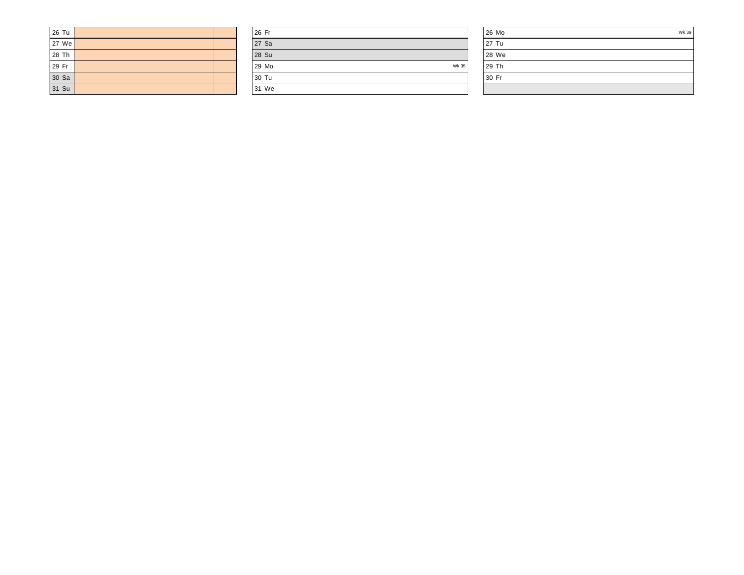| | | |
|---|---|---|
| 26 Tu | | |
| 27 We | | |
| 28 Th | | |
| 29 Fr | | |
| 30 Sa | | |
| 31 Su | | |

| | |
|---|---|
| 26 Fr | |
| 27 Sa | |
| 28 Su | |
| 29 Mo | Wk 35 |
| 30 Tu | |
| 31 We | |

| | |
|---|---|
| 26 Mo | Wk 39 |
| 27 Tu | |
| 28 We | |
| 29 Th | |
| 30 Fr | |
| | |